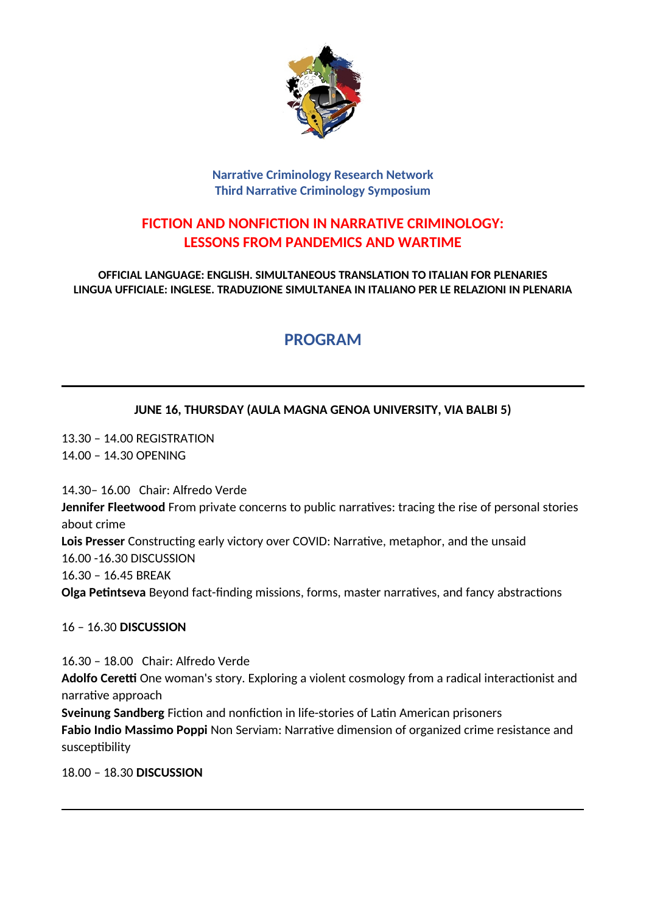**Narrative Criminology Research Network**
**Third Narrative Criminology Symposium**

# FICTION AND NONFICTION IN NARRATIVE CRIMINOLOGY: LESSONS FROM PANDEMICS AND WARTIME

**OFFICIAL LANGUAGE: ENGLISH. SIMULTANEOUS TRANSLATION TO ITALIAN FOR PLENARIES**
**LINGUA UFFICIALE: INGLESE. TRADUZIONE SIMULTANEA IN ITALIANO PER LE RELAZIONI IN PLENARIA**

## PROGRAM

---

### JUNE 16, THURSDAY (AULA MAGNA GENOA UNIVERSITY, VIA BALBI 5)

13.30 – 14.00 REGISTRATION
14.00 – 14.30 OPENING

14.30– 16.00 Chair: Alfredo Verde
**Jennifer Fleetwood** From private concerns to public narratives: tracing the rise of personal stories about crime
**Lois Presser** Constructing early victory over COVID: Narrative, metaphor, and the unsaid
16.00 -16.30 DISCUSSION
16.30 – 16.45 BREAK
**Olga Petintseva** Beyond fact-finding missions, forms, master narratives, and fancy abstractions

16 – 16.30 **DISCUSSION**

16.30 – 18.00 Chair: Alfredo Verde
**Adolfo Ceretti** One woman's story. Exploring a violent cosmology from a radical interactionist and narrative approach
**Sveinung Sandberg** Fiction and nonfiction in life-stories of Latin American prisoners
**Fabio Indio Massimo Poppi** Non Serviam: Narrative dimension of organized crime resistance and susceptibility

18.00 – 18.30 **DISCUSSION**

---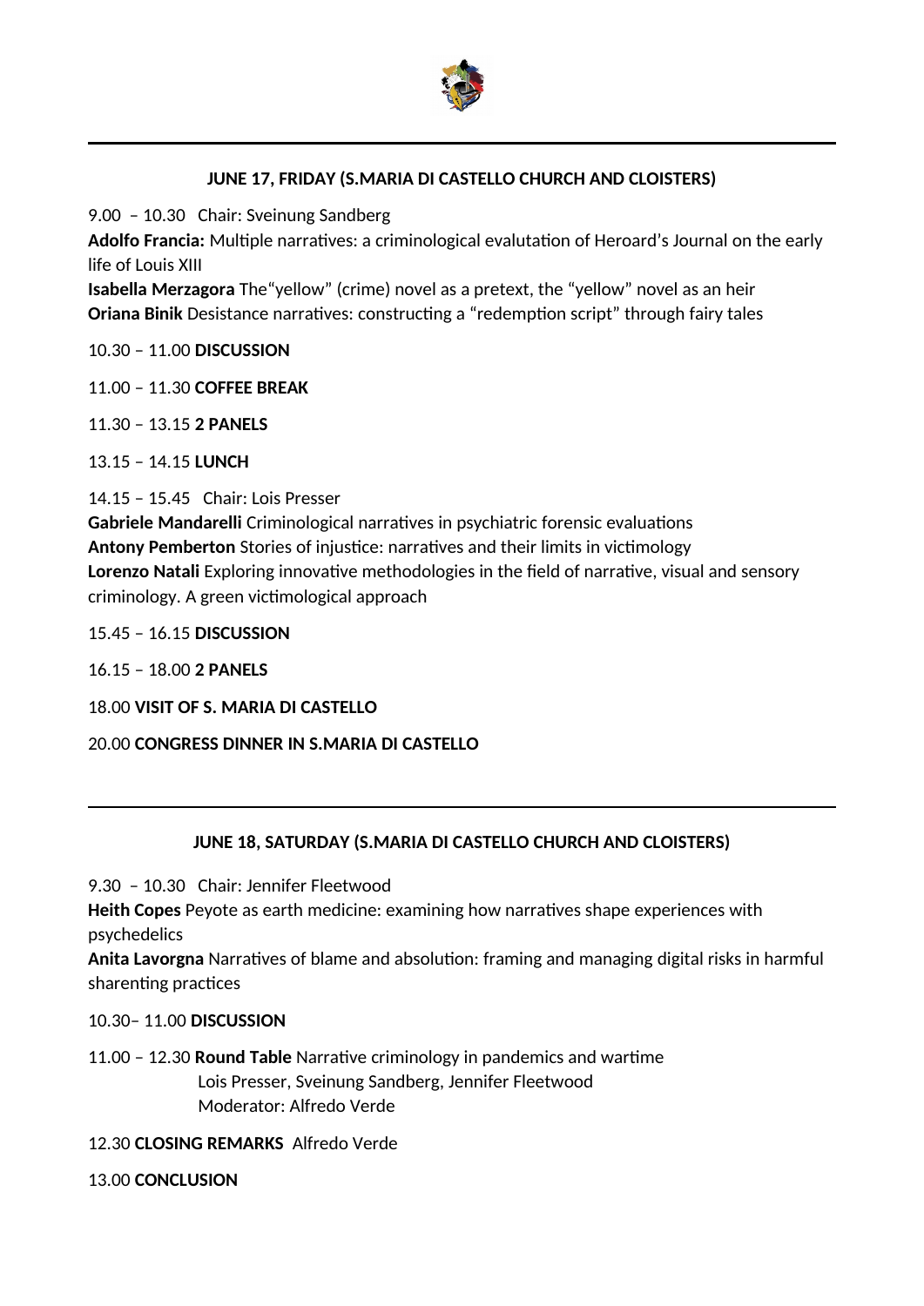**JUNE 17, FRIDAY (S.MARIA DI CASTELLO CHURCH AND CLOISTERS)**

9.00 – 10.30 Chair: Sveinung Sandberg
**Adolfo Francia:** Multiple narratives: a criminological evalutation of Heroard's Journal on the early life of Louis XIII
**Isabella Merzagora** The"yellow" (crime) novel as a pretext, the "yellow" novel as an heir
**Oriana Binik** Desistance narratives: constructing a "redemption script" through fairy tales

10.30 – 11.00 **DISCUSSION**

11.00 – 11.30 **COFFEE BREAK**

11.30 – 13.15 **2 PANELS**

13.15 – 14.15 **LUNCH**

14.15 – 15.45 Chair: Lois Presser
**Gabriele Mandarelli** Criminological narratives in psychiatric forensic evaluations
**Antony Pemberton** Stories of injustice: narratives and their limits in victimology
**Lorenzo Natali** Exploring innovative methodologies in the field of narrative, visual and sensory criminology. A green victimological approach

15.45 – 16.15 **DISCUSSION**

16.15 – 18.00 **2 PANELS**

18.00 **VISIT OF S. MARIA DI CASTELLO**

20.00 **CONGRESS DINNER IN S.MARIA DI CASTELLO**

---

**JUNE 18, SATURDAY (S.MARIA DI CASTELLO CHURCH AND CLOISTERS)**

9.30 – 10.30 Chair: Jennifer Fleetwood
**Heith Copes** Peyote as earth medicine: examining how narratives shape experiences with psychedelics
**Anita Lavorgna** Narratives of blame and absolution: framing and managing digital risks in harmful sharenting practices

10.30– 11.00 **DISCUSSION**

11.00 – 12.30 **Round Table** Narrative criminology in pandemics and wartime
Lois Presser, Sveinung Sandberg, Jennifer Fleetwood
Moderator: Alfredo Verde

12.30 **CLOSING REMARKS** Alfredo Verde

13.00 **CONCLUSION**